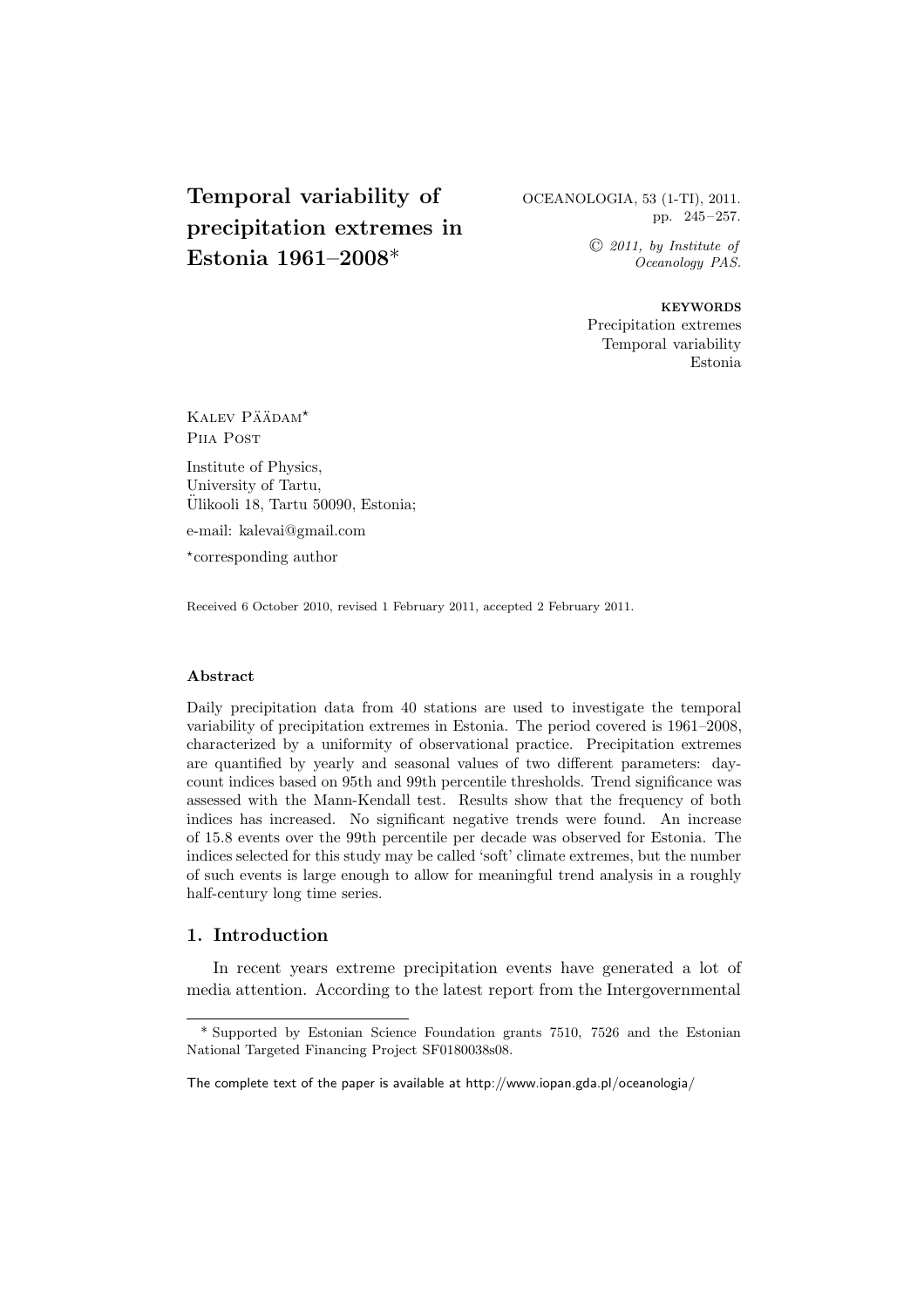# Temporal variability of precipitation extremes in Estonia 1961–2008*

OCEANOLOGIA, 53 (1-TI), 2011.
pp. 245–257.

© *2011, by Institute of Oceanology PAS.*

**KEYWORDS**
Precipitation extremes
Temporal variability
Estonia

Kalev Päädam*
Piia Post

Institute of Physics,
University of Tartu,
Ülikooli 18, Tartu 50090, Estonia;

e-mail: kalevai@gmail.com

*corresponding author

Received 6 October 2010, revised 1 February 2011, accepted 2 February 2011.

#### Abstract

Daily precipitation data from 40 stations are used to investigate the temporal variability of precipitation extremes in Estonia. The period covered is 1961–2008, characterized by a uniformity of observational practice. Precipitation extremes are quantified by yearly and seasonal values of two different parameters: day-count indices based on 95th and 99th percentile thresholds. Trend significance was assessed with the Mann-Kendall test. Results show that the frequency of both indices has increased. No significant negative trends were found. An increase of 15.8 events over the 99th percentile per decade was observed for Estonia. The indices selected for this study may be called 'soft' climate extremes, but the number of such events is large enough to allow for meaningful trend analysis in a roughly half-century long time series.

## 1. Introduction

In recent years extreme precipitation events have generated a lot of media attention. According to the latest report from the Intergovernmental

---

\* Supported by Estonian Science Foundation grants 7510, 7526 and the Estonian National Targeted Financing Project SF0180038s08.

The complete text of the paper is available at http://www.iopan.gda.pl/oceanologia/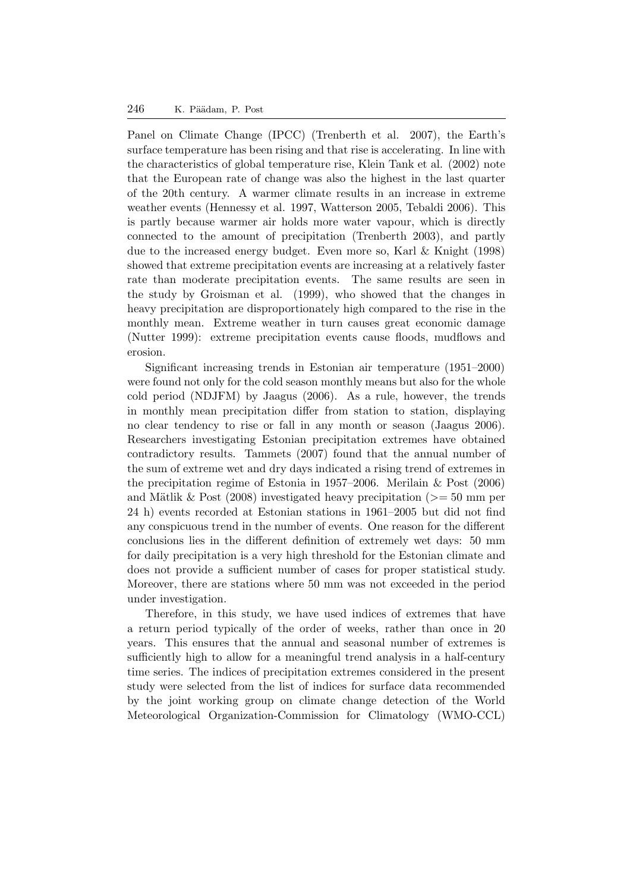Panel on Climate Change (IPCC) (Trenberth et al. 2007), the Earth's surface temperature has been rising and that rise is accelerating. In line with the characteristics of global temperature rise, Klein Tank et al. (2002) note that the European rate of change was also the highest in the last quarter of the 20th century. A warmer climate results in an increase in extreme weather events (Hennessy et al. 1997, Watterson 2005, Tebaldi 2006). This is partly because warmer air holds more water vapour, which is directly connected to the amount of precipitation (Trenberth 2003), and partly due to the increased energy budget. Even more so, Karl & Knight (1998) showed that extreme precipitation events are increasing at a relatively faster rate than moderate precipitation events. The same results are seen in the study by Groisman et al. (1999), who showed that the changes in heavy precipitation are disproportionately high compared to the rise in the monthly mean. Extreme weather in turn causes great economic damage (Nutter 1999): extreme precipitation events cause floods, mudflows and erosion.

Significant increasing trends in Estonian air temperature (1951–2000) were found not only for the cold season monthly means but also for the whole cold period (NDJFM) by Jaagus (2006). As a rule, however, the trends in monthly mean precipitation differ from station to station, displaying no clear tendency to rise or fall in any month or season (Jaagus 2006). Researchers investigating Estonian precipitation extremes have obtained contradictory results. Tammets (2007) found that the annual number of the sum of extreme wet and dry days indicated a rising trend of extremes in the precipitation regime of Estonia in 1957–2006. Merilain & Post (2006) and Mätlik & Post (2008) investigated heavy precipitation (>= 50 mm per 24 h) events recorded at Estonian stations in 1961–2005 but did not find any conspicuous trend in the number of events. One reason for the different conclusions lies in the different definition of extremely wet days: 50 mm for daily precipitation is a very high threshold for the Estonian climate and does not provide a sufficient number of cases for proper statistical study. Moreover, there are stations where 50 mm was not exceeded in the period under investigation.

Therefore, in this study, we have used indices of extremes that have a return period typically of the order of weeks, rather than once in 20 years. This ensures that the annual and seasonal number of extremes is sufficiently high to allow for a meaningful trend analysis in a half-century time series. The indices of precipitation extremes considered in the present study were selected from the list of indices for surface data recommended by the joint working group on climate change detection of the World Meteorological Organization-Commission for Climatology (WMO-CCL)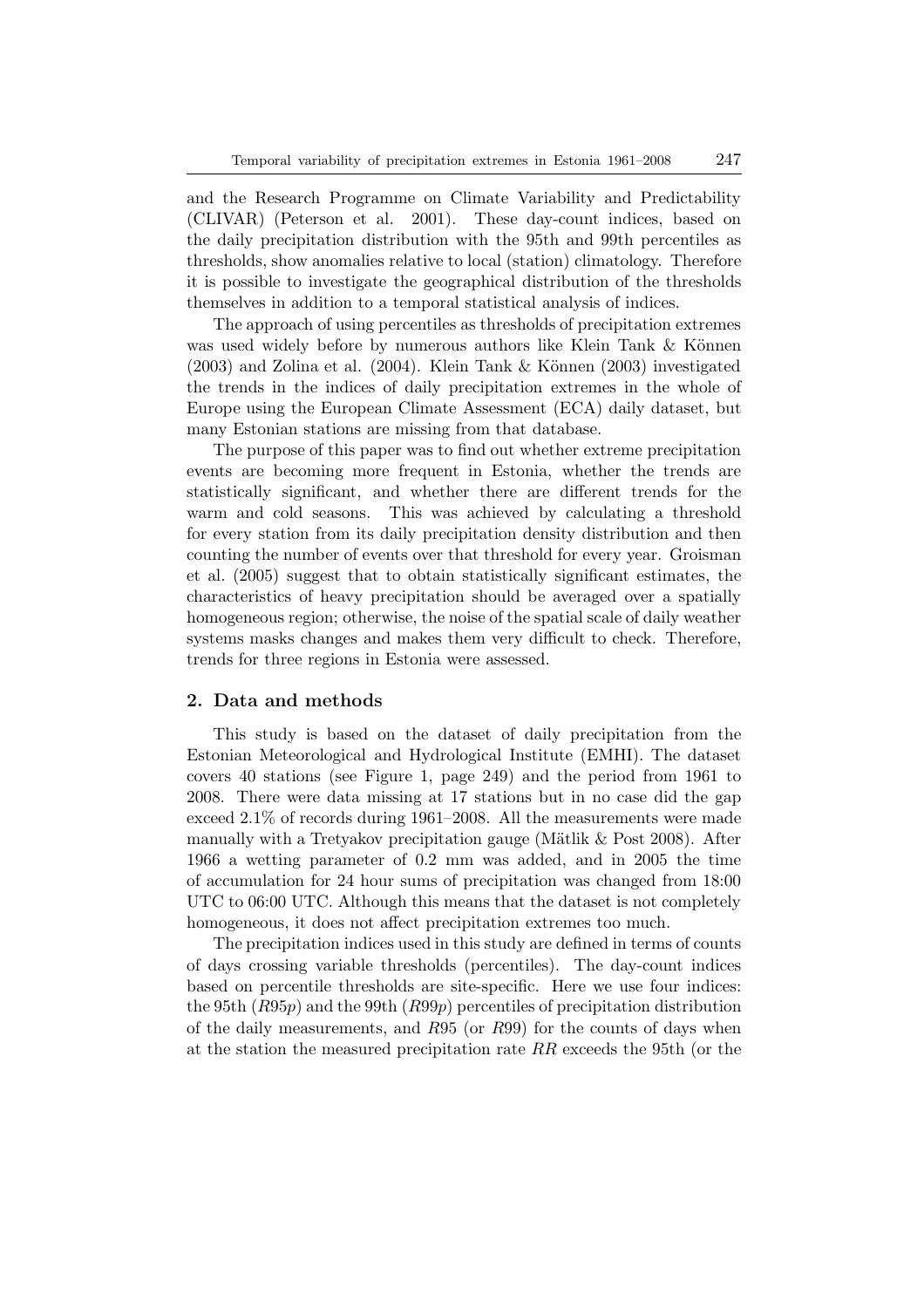and the Research Programme on Climate Variability and Predictability (CLIVAR) (Peterson et al. 2001). These day-count indices, based on the daily precipitation distribution with the 95th and 99th percentiles as thresholds, show anomalies relative to local (station) climatology. Therefore it is possible to investigate the geographical distribution of the thresholds themselves in addition to a temporal statistical analysis of indices.

The approach of using percentiles as thresholds of precipitation extremes was used widely before by numerous authors like Klein Tank & Können (2003) and Zolina et al. (2004). Klein Tank & Können (2003) investigated the trends in the indices of daily precipitation extremes in the whole of Europe using the European Climate Assessment (ECA) daily dataset, but many Estonian stations are missing from that database.

The purpose of this paper was to find out whether extreme precipitation events are becoming more frequent in Estonia, whether the trends are statistically significant, and whether there are different trends for the warm and cold seasons. This was achieved by calculating a threshold for every station from its daily precipitation density distribution and then counting the number of events over that threshold for every year. Groisman et al. (2005) suggest that to obtain statistically significant estimates, the characteristics of heavy precipitation should be averaged over a spatially homogeneous region; otherwise, the noise of the spatial scale of daily weather systems masks changes and makes them very difficult to check. Therefore, trends for three regions in Estonia were assessed.

## 2. Data and methods

This study is based on the dataset of daily precipitation from the Estonian Meteorological and Hydrological Institute (EMHI). The dataset covers 40 stations (see Figure 1, page 249) and the period from 1961 to 2008. There were data missing at 17 stations but in no case did the gap exceed 2.1% of records during 1961–2008. All the measurements were made manually with a Tretyakov precipitation gauge (Mätlik & Post 2008). After 1966 a wetting parameter of 0.2 mm was added, and in 2005 the time of accumulation for 24 hour sums of precipitation was changed from 18:00 UTC to 06:00 UTC. Although this means that the dataset is not completely homogeneous, it does not affect precipitation extremes too much.

The precipitation indices used in this study are defined in terms of counts of days crossing variable thresholds (percentiles). The day-count indices based on percentile thresholds are site-specific. Here we use four indices: the 95th ($R95p$) and the 99th ($R99p$) percentiles of precipitation distribution of the daily measurements, and $R95$ (or $R99$) for the counts of days when at the station the measured precipitation rate $RR$ exceeds the 95th (or the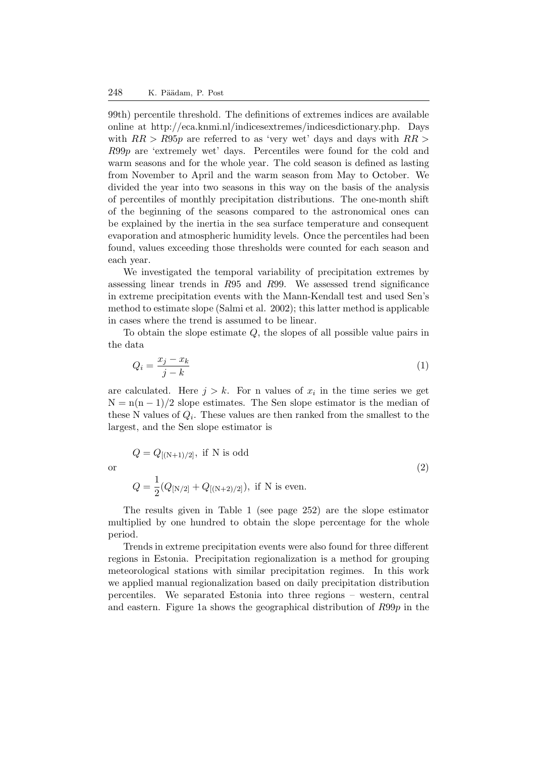99th) percentile threshold. The definitions of extremes indices are available online at http://eca.knmi.nl/indicesextremes/indicesdictionary.php. Days with $RR > R95p$ are referred to as 'very wet' days and days with $RR > R99p$ are 'extremely wet' days. Percentiles were found for the cold and warm seasons and for the whole year. The cold season is defined as lasting from November to April and the warm season from May to October. We divided the year into two seasons in this way on the basis of the analysis of percentiles of monthly precipitation distributions. The one-month shift of the beginning of the seasons compared to the astronomical ones can be explained by the inertia in the sea surface temperature and consequent evaporation and atmospheric humidity levels. Once the percentiles had been found, values exceeding those thresholds were counted for each season and each year.

We investigated the temporal variability of precipitation extremes by assessing linear trends in $R95$ and $R99$. We assessed trend significance in extreme precipitation events with the Mann-Kendall test and used Sen's method to estimate slope (Salmi et al. 2002); this latter method is applicable in cases where the trend is assumed to be linear.

To obtain the slope estimate $Q$, the slopes of all possible value pairs in the data

$$Q_i = \frac{x_j - x_k}{j - k} \tag{1}$$

are calculated. Here $j > k$. For n values of $x_i$ in the time series we get $\mathrm{N} = \mathrm{n}(\mathrm{n}-1)/2$ slope estimates. The Sen slope estimator is the median of these N values of $Q_i$. These values are then ranked from the smallest to the largest, and the Sen slope estimator is

$$Q = Q_{[(\mathrm{N}+1)/2]}, \text{ if N is odd}$$

or (2)

$$Q = \frac{1}{2}(Q_{[\mathrm{N}/2]} + Q_{[(\mathrm{N}+2)/2]}), \text{ if N is even.}$$

The results given in Table 1 (see page 252) are the slope estimator multiplied by one hundred to obtain the slope percentage for the whole period.

Trends in extreme precipitation events were also found for three different regions in Estonia. Precipitation regionalization is a method for grouping meteorological stations with similar precipitation regimes. In this work we applied manual regionalization based on daily precipitation distribution percentiles. We separated Estonia into three regions – western, central and eastern. Figure 1a shows the geographical distribution of $R99p$ in the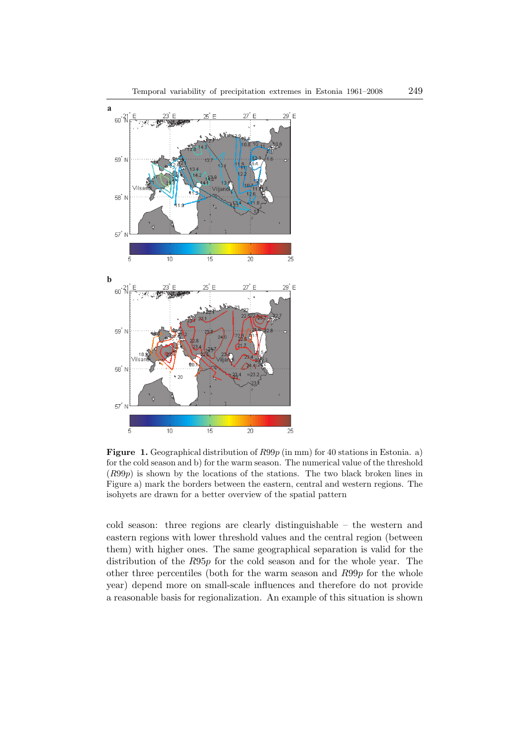**Figure 1.** Geographical distribution of $R99p$ (in mm) for 40 stations in Estonia. a) for the cold season and b) for the warm season. The numerical value of the threshold ($R99p$) is shown by the locations of the stations. The two black broken lines in Figure a) mark the borders between the eastern, central and western regions. The isohyets are drawn for a better overview of the spatial pattern

cold season: three regions are clearly distinguishable – the western and eastern regions with lower threshold values and the central region (between them) with higher ones. The same geographical separation is valid for the distribution of the $R95p$ for the cold season and for the whole year. The other three percentiles (both for the warm season and $R99p$ for the whole year) depend more on small-scale influences and therefore do not provide a reasonable basis for regionalization. An example of this situation is shown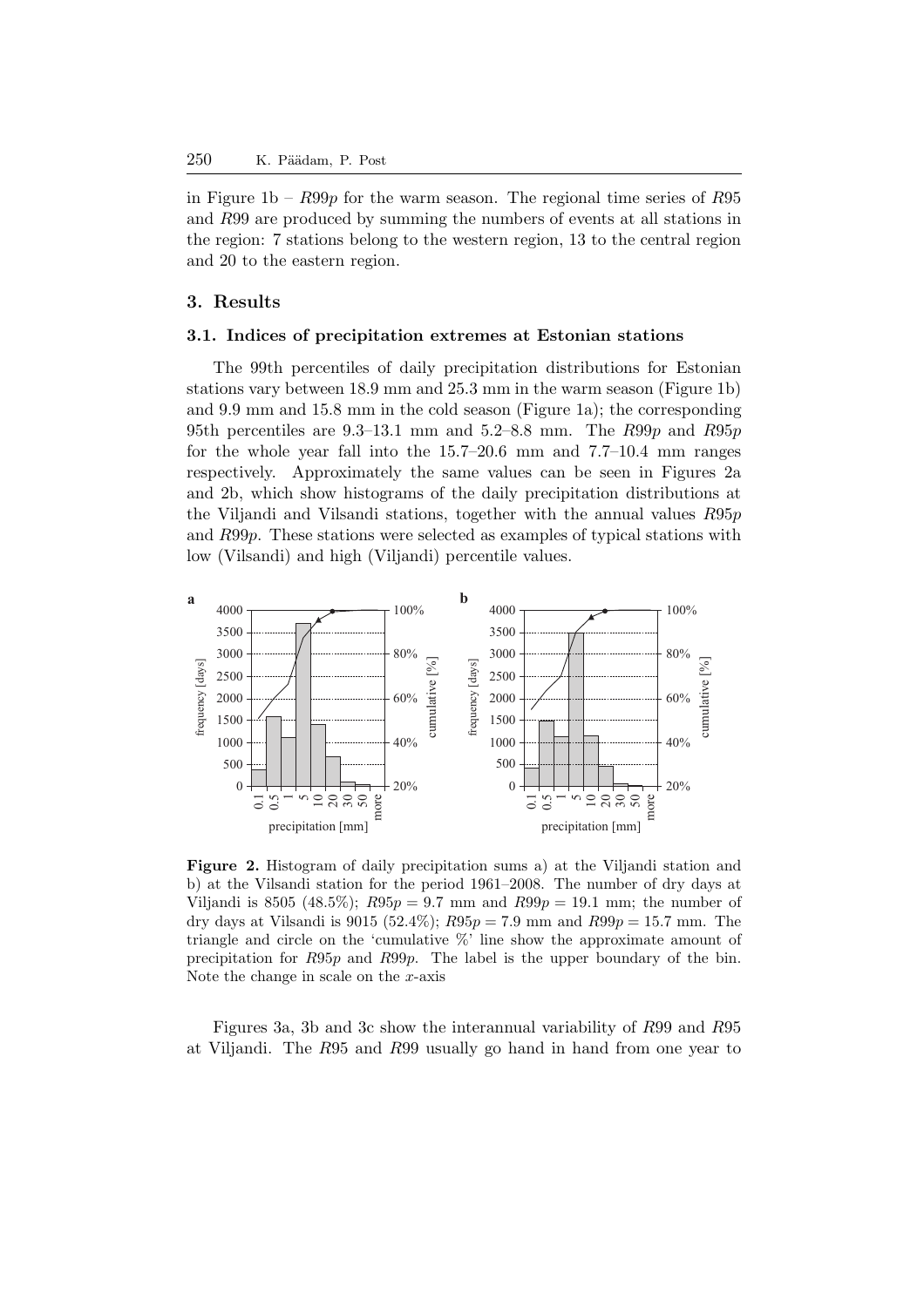in Figure 1b – $R99p$ for the warm season. The regional time series of $R95$ and $R99$ are produced by summing the numbers of events at all stations in the region: 7 stations belong to the western region, 13 to the central region and 20 to the eastern region.

## 3. Results

### 3.1. Indices of precipitation extremes at Estonian stations

The 99th percentiles of daily precipitation distributions for Estonian stations vary between 18.9 mm and 25.3 mm in the warm season (Figure 1b) and 9.9 mm and 15.8 mm in the cold season (Figure 1a); the corresponding 95th percentiles are 9.3–13.1 mm and 5.2–8.8 mm. The $R99p$ and $R95p$ for the whole year fall into the 15.7–20.6 mm and 7.7–10.4 mm ranges respectively. Approximately the same values can be seen in Figures 2a and 2b, which show histograms of the daily precipitation distributions at the Viljandi and Vilsandi stations, together with the annual values $R95p$ and $R99p$. These stations were selected as examples of typical stations with low (Vilsandi) and high (Viljandi) percentile values.

**Figure 2.** Histogram of daily precipitation sums a) at the Viljandi station and b) at the Vilsandi station for the period 1961–2008. The number of dry days at Viljandi is 8505 (48.5%); $R95p = 9.7$ mm and $R99p = 19.1$ mm; the number of dry days at Vilsandi is 9015 (52.4%); $R95p = 7.9$ mm and $R99p = 15.7$ mm. The triangle and circle on the 'cumulative %' line show the approximate amount of precipitation for $R95p$ and $R99p$. The label is the upper boundary of the bin. Note the change in scale on the $x$-axis

Figures 3a, 3b and 3c show the interannual variability of $R99$ and $R95$ at Viljandi. The $R95$ and $R99$ usually go hand in hand from one year to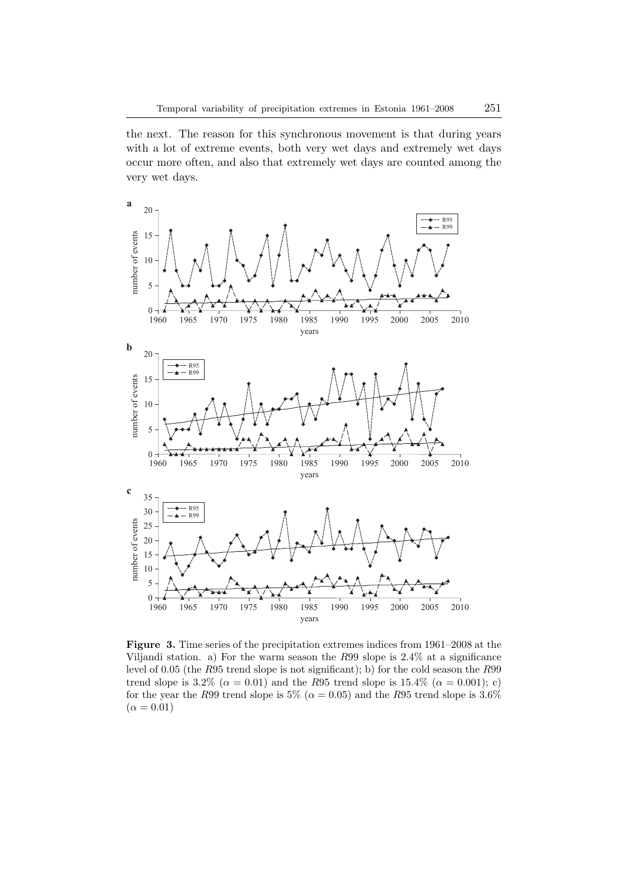the next. The reason for this synchronous movement is that during years with a lot of extreme events, both very wet days and extremely wet days occur more often, and also that extremely wet days are counted among the very wet days.

**Figure 3.** Time series of the precipitation extremes indices from 1961–2008 at the Viljandi station. a) For the warm season the $R99$ slope is 2.4% at a significance level of 0.05 (the $R95$ trend slope is not significant); b) for the cold season the $R99$ trend slope is 3.2% ($\alpha = 0.01$) and the $R95$ trend slope is 15.4% ($\alpha = 0.001$); c) for the year the $R99$ trend slope is 5% ($\alpha = 0.05$) and the $R95$ trend slope is 3.6% ($\alpha = 0.01$)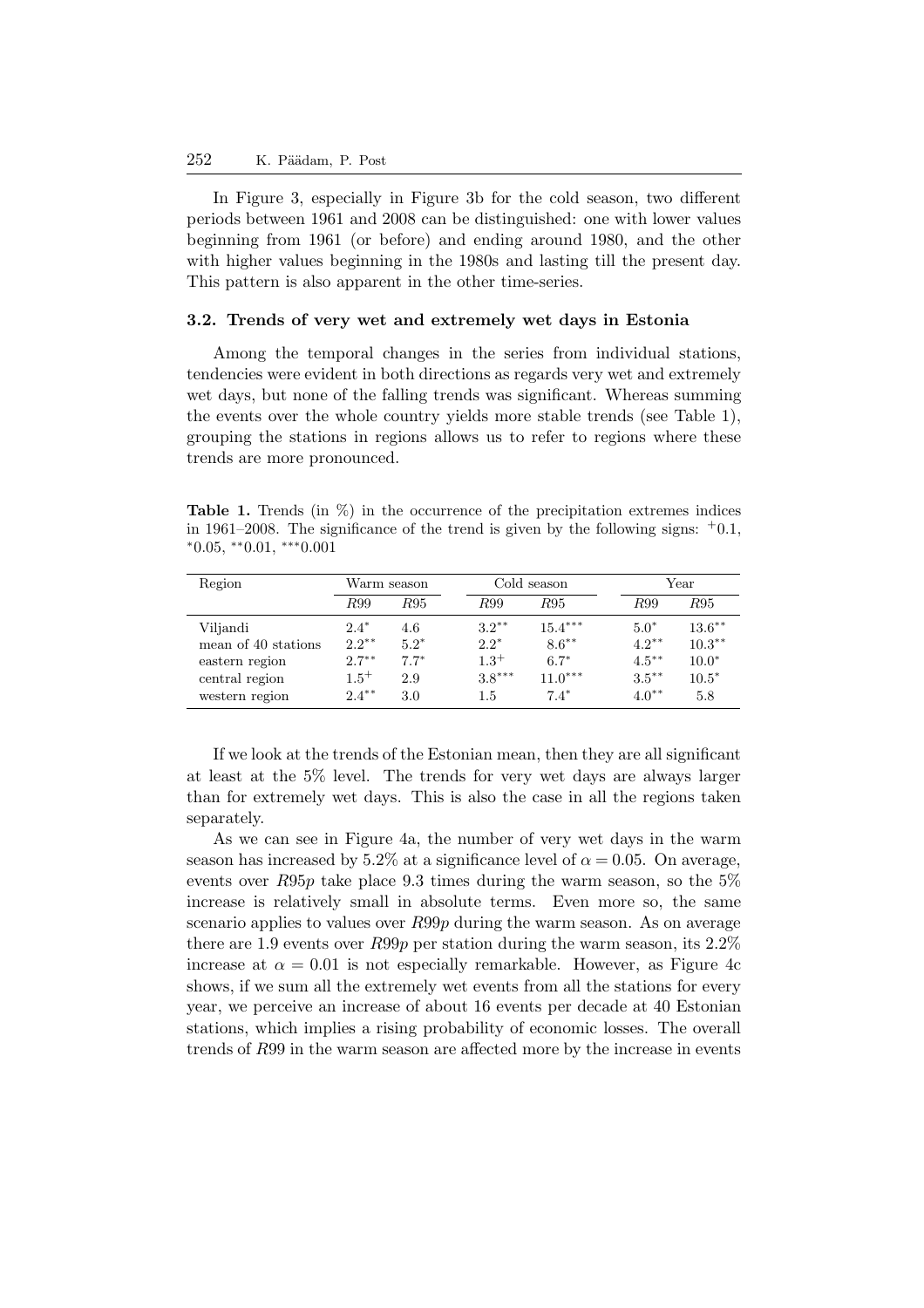In Figure 3, especially in Figure 3b for the cold season, two different periods between 1961 and 2008 can be distinguished: one with lower values beginning from 1961 (or before) and ending around 1980, and the other with higher values beginning in the 1980s and lasting till the present day. This pattern is also apparent in the other time-series.

### 3.2. Trends of very wet and extremely wet days in Estonia

Among the temporal changes in the series from individual stations, tendencies were evident in both directions as regards very wet and extremely wet days, but none of the falling trends was significant. Whereas summing the events over the whole country yields more stable trends (see Table 1), grouping the stations in regions allows us to refer to regions where these trends are more pronounced.

**Table 1.** Trends (in %) in the occurrence of the precipitation extremes indices in 1961–2008. The significance of the trend is given by the following signs: $^{+}0.1$, $^{*}0.05$, $^{**}0.01$, $^{***}0.001$

| Region | Warm season | | Cold season | | Year | |
|---|---|---|---|---|---|---|
| | $R99$ | $R95$ | $R99$ | $R95$ | $R99$ | $R95$ |
| Viljandi | $2.4^{*}$ | 4.6 | $3.2^{**}$ | $15.4^{***}$ | $5.0^{*}$ | $13.6^{**}$ |
| mean of 40 stations | $2.2^{**}$ | $5.2^{*}$ | $2.2^{*}$ | $8.6^{**}$ | $4.2^{**}$ | $10.3^{**}$ |
| eastern region | $2.7^{**}$ | $7.7^{*}$ | $1.3^{+}$ | $6.7^{*}$ | $4.5^{**}$ | $10.0^{*}$ |
| central region | $1.5^{+}$ | 2.9 | $3.8^{***}$ | $11.0^{***}$ | $3.5^{**}$ | $10.5^{*}$ |
| western region | $2.4^{**}$ | 3.0 | 1.5 | $7.4^{*}$ | $4.0^{**}$ | 5.8 |

If we look at the trends of the Estonian mean, then they are all significant at least at the 5% level. The trends for very wet days are always larger than for extremely wet days. This is also the case in all the regions taken separately.

As we can see in Figure 4a, the number of very wet days in the warm season has increased by 5.2% at a significance level of $\alpha = 0.05$. On average, events over $R95p$ take place 9.3 times during the warm season, so the 5% increase is relatively small in absolute terms. Even more so, the same scenario applies to values over $R99p$ during the warm season. As on average there are 1.9 events over $R99p$ per station during the warm season, its 2.2% increase at $\alpha = 0.01$ is not especially remarkable. However, as Figure 4c shows, if we sum all the extremely wet events from all the stations for every year, we perceive an increase of about 16 events per decade at 40 Estonian stations, which implies a rising probability of economic losses. The overall trends of $R99$ in the warm season are affected more by the increase in events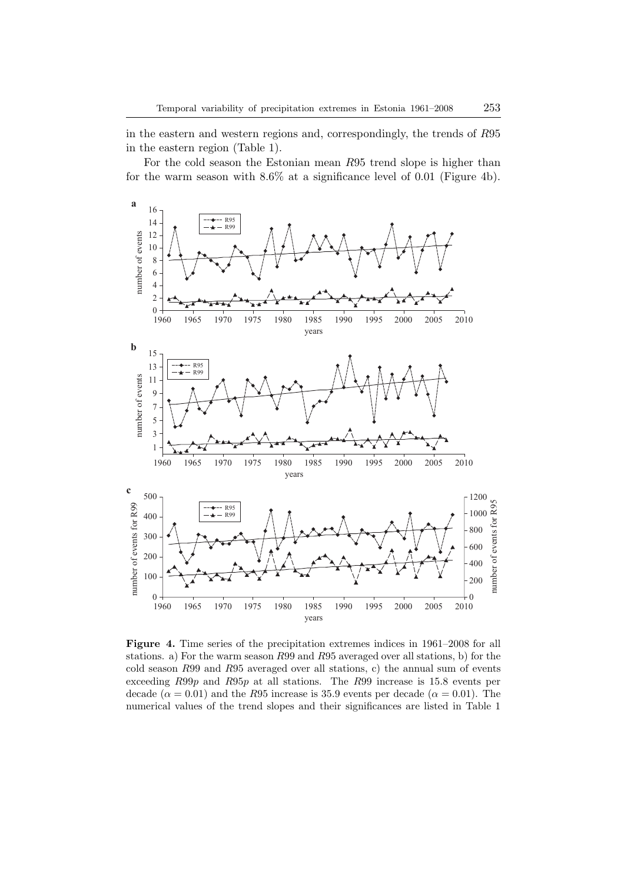in the eastern and western regions and, correspondingly, the trends of $R95$ in the eastern region (Table 1).

For the cold season the Estonian mean $R95$ trend slope is higher than for the warm season with 8.6% at a significance level of 0.01 (Figure 4b).

**Figure 4.** Time series of the precipitation extremes indices in 1961–2008 for all stations. a) For the warm season $R99$ and $R95$ averaged over all stations, b) for the cold season $R99$ and $R95$ averaged over all stations, c) the annual sum of events exceeding $R99p$ and $R95p$ at all stations. The $R99$ increase is 15.8 events per decade ($\alpha = 0.01$) and the $R95$ increase is 35.9 events per decade ($\alpha = 0.01$). The numerical values of the trend slopes and their significances are listed in Table 1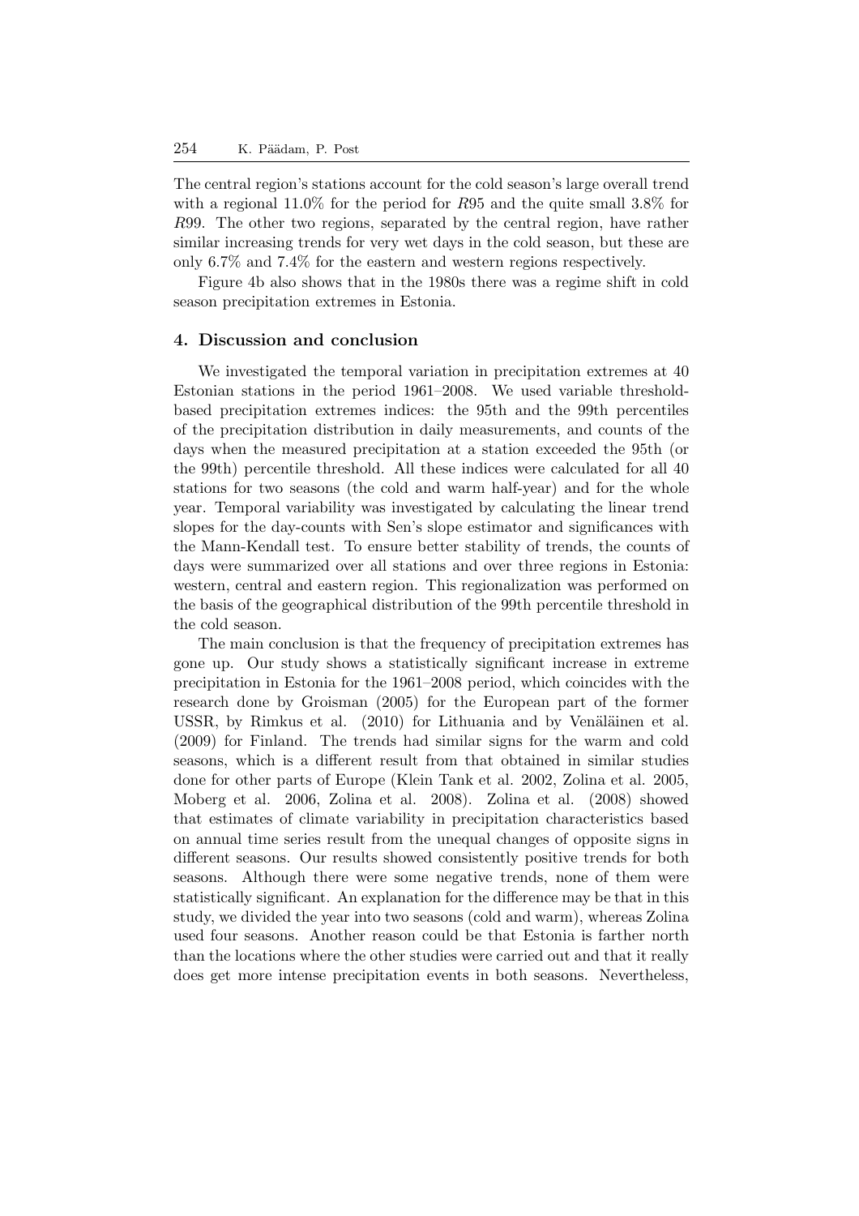The central region's stations account for the cold season's large overall trend with a regional 11.0% for the period for $R95$ and the quite small 3.8% for $R99$. The other two regions, separated by the central region, have rather similar increasing trends for very wet days in the cold season, but these are only 6.7% and 7.4% for the eastern and western regions respectively.

Figure 4b also shows that in the 1980s there was a regime shift in cold season precipitation extremes in Estonia.

## 4. Discussion and conclusion

We investigated the temporal variation in precipitation extremes at 40 Estonian stations in the period 1961–2008. We used variable threshold-based precipitation extremes indices: the 95th and the 99th percentiles of the precipitation distribution in daily measurements, and counts of the days when the measured precipitation at a station exceeded the 95th (or the 99th) percentile threshold. All these indices were calculated for all 40 stations for two seasons (the cold and warm half-year) and for the whole year. Temporal variability was investigated by calculating the linear trend slopes for the day-counts with Sen's slope estimator and significances with the Mann-Kendall test. To ensure better stability of trends, the counts of days were summarized over all stations and over three regions in Estonia: western, central and eastern region. This regionalization was performed on the basis of the geographical distribution of the 99th percentile threshold in the cold season.

The main conclusion is that the frequency of precipitation extremes has gone up. Our study shows a statistically significant increase in extreme precipitation in Estonia for the 1961–2008 period, which coincides with the research done by Groisman (2005) for the European part of the former USSR, by Rimkus et al. (2010) for Lithuania and by Venäläinen et al. (2009) for Finland. The trends had similar signs for the warm and cold seasons, which is a different result from that obtained in similar studies done for other parts of Europe (Klein Tank et al. 2002, Zolina et al. 2005, Moberg et al. 2006, Zolina et al. 2008). Zolina et al. (2008) showed that estimates of climate variability in precipitation characteristics based on annual time series result from the unequal changes of opposite signs in different seasons. Our results showed consistently positive trends for both seasons. Although there were some negative trends, none of them were statistically significant. An explanation for the difference may be that in this study, we divided the year into two seasons (cold and warm), whereas Zolina used four seasons. Another reason could be that Estonia is farther north than the locations where the other studies were carried out and that it really does get more intense precipitation events in both seasons. Nevertheless,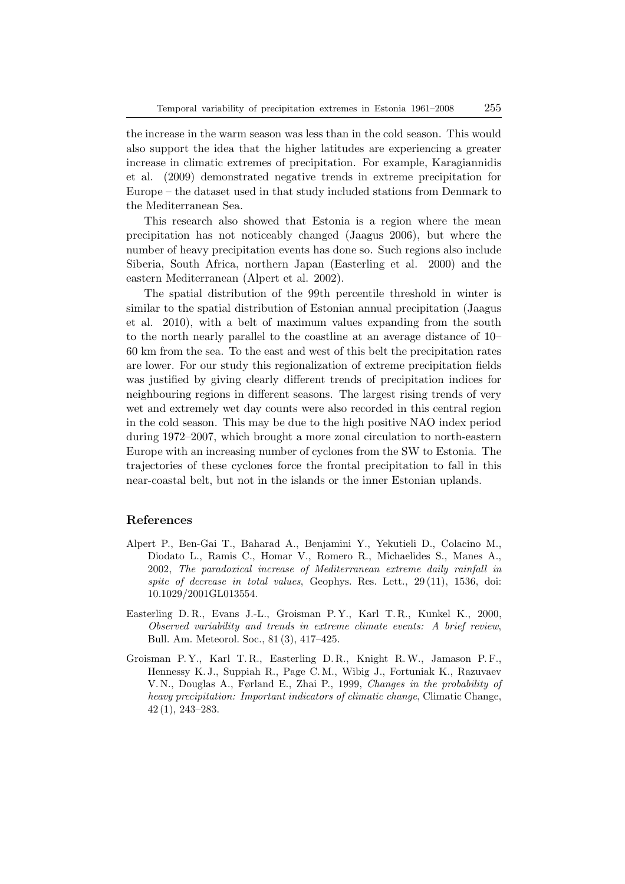the increase in the warm season was less than in the cold season. This would also support the idea that the higher latitudes are experiencing a greater increase in climatic extremes of precipitation. For example, Karagiannidis et al. (2009) demonstrated negative trends in extreme precipitation for Europe – the dataset used in that study included stations from Denmark to the Mediterranean Sea.

This research also showed that Estonia is a region where the mean precipitation has not noticeably changed (Jaagus 2006), but where the number of heavy precipitation events has done so. Such regions also include Siberia, South Africa, northern Japan (Easterling et al. 2000) and the eastern Mediterranean (Alpert et al. 2002).

The spatial distribution of the 99th percentile threshold in winter is similar to the spatial distribution of Estonian annual precipitation (Jaagus et al. 2010), with a belt of maximum values expanding from the south to the north nearly parallel to the coastline at an average distance of 10–60 km from the sea. To the east and west of this belt the precipitation rates are lower. For our study this regionalization of extreme precipitation fields was justified by giving clearly different trends of precipitation indices for neighbouring regions in different seasons. The largest rising trends of very wet and extremely wet day counts were also recorded in this central region in the cold season. This may be due to the high positive NAO index period during 1972–2007, which brought a more zonal circulation to north-eastern Europe with an increasing number of cyclones from the SW to Estonia. The trajectories of these cyclones force the frontal precipitation to fall in this near-coastal belt, but not in the islands or the inner Estonian uplands.

## References

Alpert P., Ben-Gai T., Baharad A., Benjamini Y., Yekutieli D., Colacino M., Diodato L., Ramis C., Homar V., Romero R., Michaelides S., Manes A., 2002, *The paradoxical increase of Mediterranean extreme daily rainfall in spite of decrease in total values*, Geophys. Res. Lett., 29 (11), 1536, doi: 10.1029/2001GL013554.

Easterling D. R., Evans J.-L., Groisman P. Y., Karl T. R., Kunkel K., 2000, *Observed variability and trends in extreme climate events: A brief review*, Bull. Am. Meteorol. Soc., 81 (3), 417–425.

Groisman P. Y., Karl T. R., Easterling D. R., Knight R. W., Jamason P. F., Hennessy K. J., Suppiah R., Page C. M., Wibig J., Fortuniak K., Razuvaev V. N., Douglas A., Førland E., Zhai P., 1999, *Changes in the probability of heavy precipitation: Important indicators of climatic change*, Climatic Change, 42 (1), 243–283.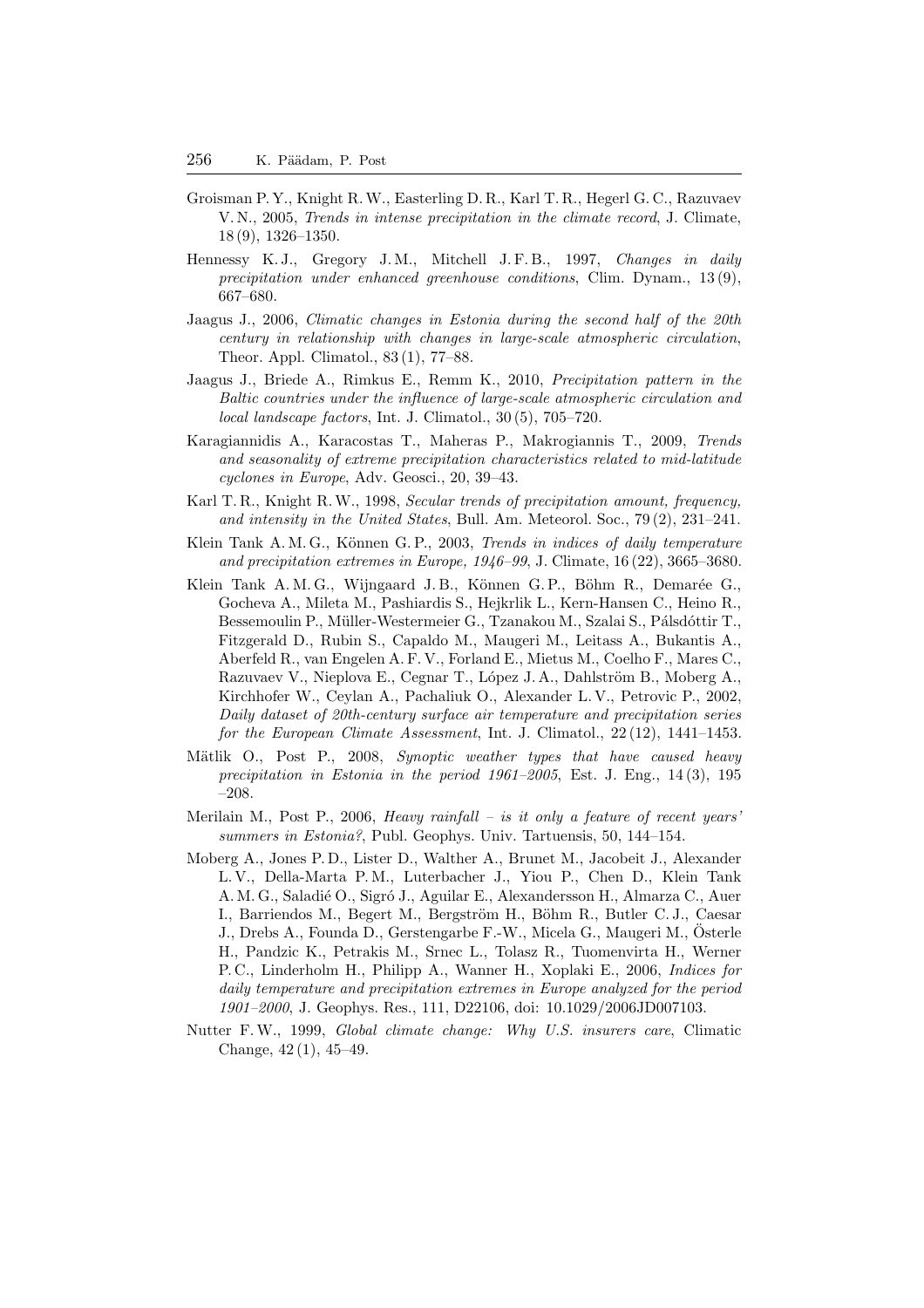Groisman P. Y., Knight R. W., Easterling D. R., Karl T. R., Hegerl G. C., Razuvaev V. N., 2005, *Trends in intense precipitation in the climate record*, J. Climate, 18 (9), 1326–1350.

Hennessy K. J., Gregory J. M., Mitchell J. F. B., 1997, *Changes in daily precipitation under enhanced greenhouse conditions*, Clim. Dynam., 13 (9), 667–680.

Jaagus J., 2006, *Climatic changes in Estonia during the second half of the 20th century in relationship with changes in large-scale atmospheric circulation*, Theor. Appl. Climatol., 83 (1), 77–88.

Jaagus J., Briede A., Rimkus E., Remm K., 2010, *Precipitation pattern in the Baltic countries under the influence of large-scale atmospheric circulation and local landscape factors*, Int. J. Climatol., 30 (5), 705–720.

Karagiannidis A., Karacostas T., Maheras P., Makrogiannis T., 2009, *Trends and seasonality of extreme precipitation characteristics related to mid-latitude cyclones in Europe*, Adv. Geosci., 20, 39–43.

Karl T. R., Knight R. W., 1998, *Secular trends of precipitation amount, frequency, and intensity in the United States*, Bull. Am. Meteorol. Soc., 79 (2), 231–241.

Klein Tank A. M. G., Können G. P., 2003, *Trends in indices of daily temperature and precipitation extremes in Europe, 1946–99*, J. Climate, 16 (22), 3665–3680.

Klein Tank A. M. G., Wijngaard J. B., Können G. P., Böhm R., Demarée G., Gocheva A., Mileta M., Pashiardis S., Hejkrlik L., Kern-Hansen C., Heino R., Bessemoulin P., Müller-Westermeier G., Tzanakou M., Szalai S., Pálsdóttir T., Fitzgerald D., Rubin S., Capaldo M., Maugeri M., Leitass A., Bukantis A., Aberfeld R., van Engelen A. F. V., Forland E., Mietus M., Coelho F., Mares C., Razuvaev V., Nieplova E., Cegnar T., López J. A., Dahlström B., Moberg A., Kirchhofer W., Ceylan A., Pachaliuk O., Alexander L. V., Petrovic P., 2002, *Daily dataset of 20th-century surface air temperature and precipitation series for the European Climate Assessment*, Int. J. Climatol., 22 (12), 1441–1453.

Mätlik O., Post P., 2008, *Synoptic weather types that have caused heavy precipitation in Estonia in the period 1961–2005*, Est. J. Eng., 14 (3), 195 –208.

Merilain M., Post P., 2006, *Heavy rainfall – is it only a feature of recent years' summers in Estonia?*, Publ. Geophys. Univ. Tartuensis, 50, 144–154.

Moberg A., Jones P. D., Lister D., Walther A., Brunet M., Jacobeit J., Alexander L. V., Della-Marta P. M., Luterbacher J., Yiou P., Chen D., Klein Tank A. M. G., Saladié O., Sigró J., Aguilar E., Alexandersson H., Almarza C., Auer I., Barriendos M., Begert M., Bergström H., Böhm R., Butler C. J., Caesar J., Drebs A., Founda D., Gerstengarbe F.-W., Micela G., Maugeri M., Österle H., Pandzic K., Petrakis M., Srnec L., Tolasz R., Tuomenvirta H., Werner P. C., Linderholm H., Philipp A., Wanner H., Xoplaki E., 2006, *Indices for daily temperature and precipitation extremes in Europe analyzed for the period 1901–2000*, J. Geophys. Res., 111, D22106, doi: 10.1029/2006JD007103.

Nutter F. W., 1999, *Global climate change: Why U.S. insurers care*, Climatic Change, 42 (1), 45–49.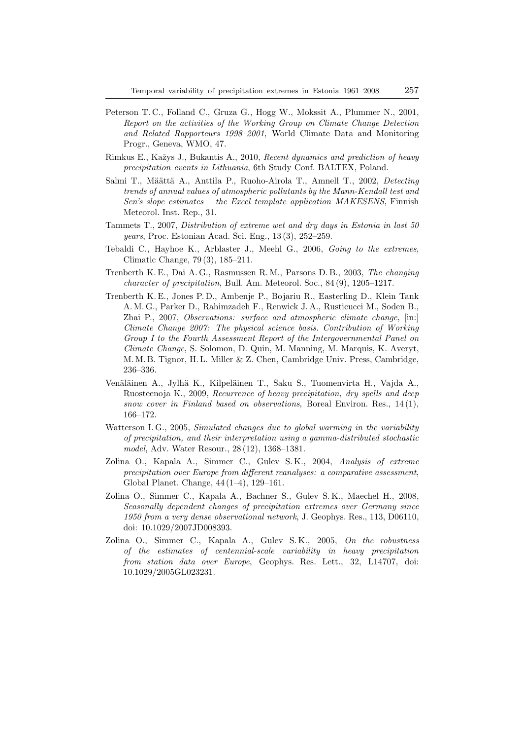Peterson T. C., Folland C., Gruza G., Hogg W., Mokssit A., Plummer N., 2001, *Report on the activities of the Working Group on Climate Change Detection and Related Rapporteurs 1998–2001*, World Climate Data and Monitoring Progr., Geneva, WMO, 47.

Rimkus E., Kažys J., Bukantis A., 2010, *Recent dynamics and prediction of heavy precipitation events in Lithuania*, 6th Study Conf. BALTEX, Poland.

Salmi T., Määttä A., Anttila P., Ruoho-Airola T., Amnell T., 2002, *Detecting trends of annual values of atmospheric pollutants by the Mann-Kendall test and Sen's slope estimates – the Excel template application MAKESENS*, Finnish Meteorol. Inst. Rep., 31.

Tammets T., 2007, *Distribution of extreme wet and dry days in Estonia in last 50 years*, Proc. Estonian Acad. Sci. Eng., 13 (3), 252–259.

Tebaldi C., Hayhoe K., Arblaster J., Meehl G., 2006, *Going to the extremes*, Climatic Change, 79 (3), 185–211.

Trenberth K. E., Dai A. G., Rasmussen R. M., Parsons D. B., 2003, *The changing character of precipitation*, Bull. Am. Meteorol. Soc., 84 (9), 1205–1217.

Trenberth K. E., Jones P. D., Ambenje P., Bojariu R., Easterling D., Klein Tank A. M. G., Parker D., Rahimzadeh F., Renwick J. A., Rusticucci M., Soden B., Zhai P., 2007, *Observations: surface and atmospheric climate change*, [in:] *Climate Change 2007: The physical science basis. Contribution of Working Group I to the Fourth Assessment Report of the Intergovernmental Panel on Climate Change*, S. Solomon, D. Quin, M. Manning, M. Marquis, K. Averyt, M. M. B. Tignor, H. L. Miller & Z. Chen, Cambridge Univ. Press, Cambridge, 236–336.

Venäläinen A., Jylhä K., Kilpeläinen T., Saku S., Tuomenvirta H., Vajda A., Ruosteenoja K., 2009, *Recurrence of heavy precipitation, dry spells and deep snow cover in Finland based on observations*, Boreal Environ. Res., 14 (1), 166–172.

Watterson I. G., 2005, *Simulated changes due to global warming in the variability of precipitation, and their interpretation using a gamma-distributed stochastic model*, Adv. Water Resour., 28 (12), 1368–1381.

Zolina O., Kapala A., Simmer C., Gulev S. K., 2004, *Analysis of extreme precipitation over Europe from different reanalyses: a comparative assessment*, Global Planet. Change, 44 (1–4), 129–161.

Zolina O., Simmer C., Kapala A., Bachner S., Gulev S. K., Maechel H., 2008, *Seasonally dependent changes of precipitation extremes over Germany since 1950 from a very dense observational network*, J. Geophys. Res., 113, D06110, doi: 10.1029/2007JD008393.

Zolina O., Simmer C., Kapala A., Gulev S. K., 2005, *On the robustness of the estimates of centennial-scale variability in heavy precipitation from station data over Europe*, Geophys. Res. Lett., 32, L14707, doi: 10.1029/2005GL023231.